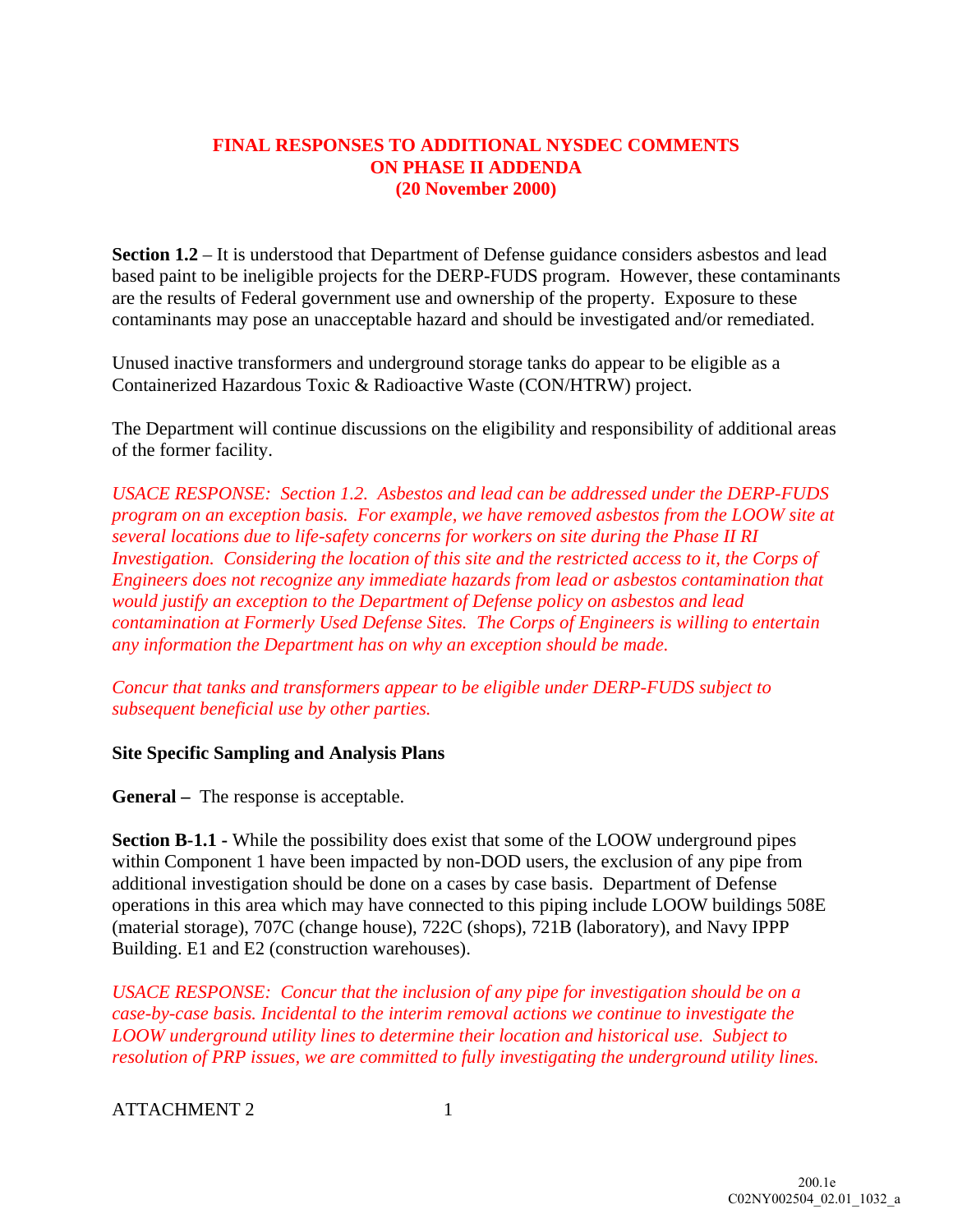# FINAL RESPONSES TO ADDITIONAL NYSDEC COMMENTS ON PHASE II ADDENDA (20 November 2000)

**Section 1.2** – It is understood that Department of Defense guidance considers asbestos and lead based paint to be ineligible projects for the DERP-FUDS program. However, these contaminants are the results of Federal government use and ownership of the property. Exposure to these contaminants may pose an unacceptable hazard and should be investigated and/or remediated.

Unused inactive transformers and underground storage tanks do appear to be eligible as a Containerized Hazardous Toxic & Radioactive Waste (CON/HTRW) project.

The Department will continue discussions on the eligibility and responsibility of additional areas of the former facility.

*USACE RESPONSE: Section 1.2. Asbestos and lead can be addressed under the DERP-FUDS program on an exception basis. For example, we have removed asbestos from the LOOW site at several locations due to life-safety concerns for workers on site during the Phase II RI Investigation. Considering the location of this site and the restricted access to it, the Corps of Engineers does not recognize any immediate hazards from lead or asbestos contamination that would justify an exception to the Department of Defense policy on asbestos and lead contamination at Formerly Used Defense Sites. The Corps of Engineers is willing to entertain any information the Department has on why an exception should be made.*

*Concur that tanks and transformers appear to be eligible under DERP-FUDS subject to subsequent beneficial use by other parties.*

**Site Specific Sampling and Analysis Plans**

**General –** The response is acceptable.

**Section B-1.1 -** While the possibility does exist that some of the LOOW underground pipes within Component 1 have been impacted by non-DOD users, the exclusion of any pipe from additional investigation should be done on a cases by case basis. Department of Defense operations in this area which may have connected to this piping include LOOW buildings 508E (material storage), 707C (change house), 722C (shops), 721B (laboratory), and Navy IPPP Building. E1 and E2 (construction warehouses).

*USACE RESPONSE: Concur that the inclusion of any pipe for investigation should be on a case-by-case basis. Incidental to the interim removal actions we continue to investigate the LOOW underground utility lines to determine their location and historical use. Subject to resolution of PRP issues, we are committed to fully investigating the underground utility lines.*

ATTACHMENT 2

200.1e
C02NY002504_02.01_1032_a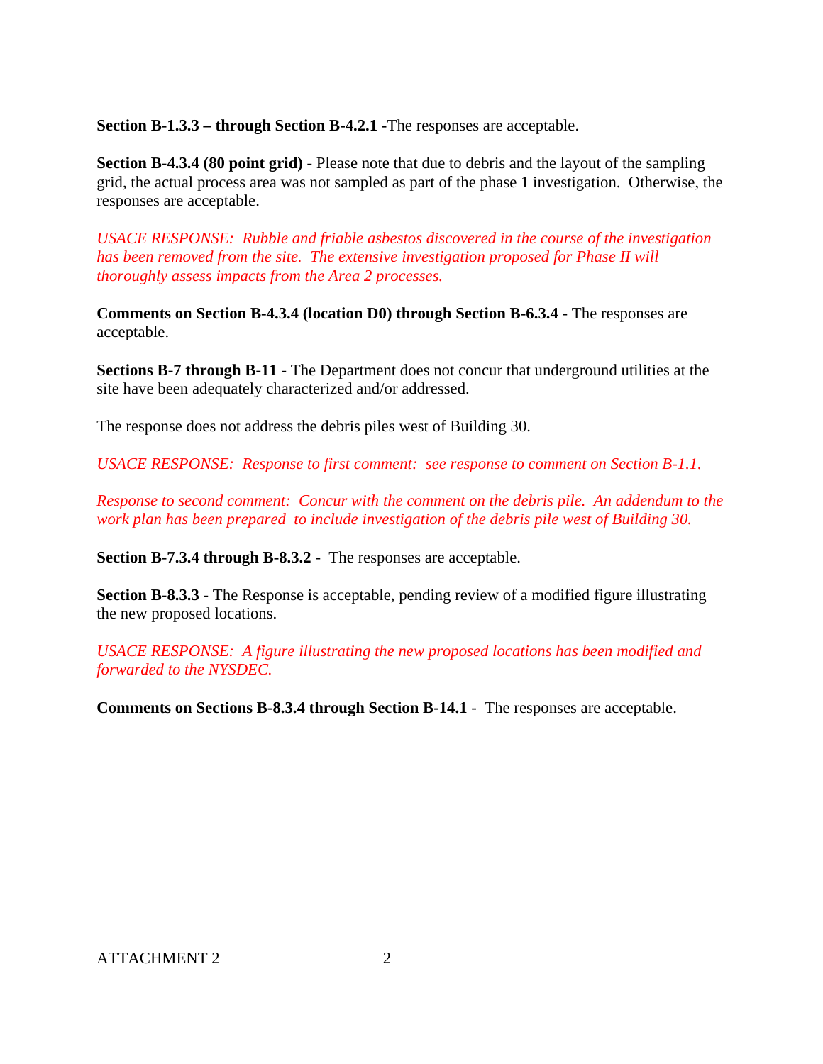**Section B-1.3.3 – through Section B-4.2.1** -The responses are acceptable.

**Section B-4.3.4 (80 point grid)** - Please note that due to debris and the layout of the sampling grid, the actual process area was not sampled as part of the phase 1 investigation. Otherwise, the responses are acceptable.

*USACE RESPONSE: Rubble and friable asbestos discovered in the course of the investigation has been removed from the site. The extensive investigation proposed for Phase II will thoroughly assess impacts from the Area 2 processes.*

**Comments on Section B-4.3.4 (location D0) through Section B-6.3.4** - The responses are acceptable.

**Sections B-7 through B-11** - The Department does not concur that underground utilities at the site have been adequately characterized and/or addressed.

The response does not address the debris piles west of Building 30.

*USACE RESPONSE: Response to first comment: see response to comment on Section B-1.1.*

*Response to second comment: Concur with the comment on the debris pile. An addendum to the work plan has been prepared to include investigation of the debris pile west of Building 30.*

**Section B-7.3.4 through B-8.3.2** - The responses are acceptable.

**Section B-8.3.3** - The Response is acceptable, pending review of a modified figure illustrating the new proposed locations.

*USACE RESPONSE: A figure illustrating the new proposed locations has been modified and forwarded to the NYSDEC.*

**Comments on Sections B-8.3.4 through Section B-14.1** - The responses are acceptable.